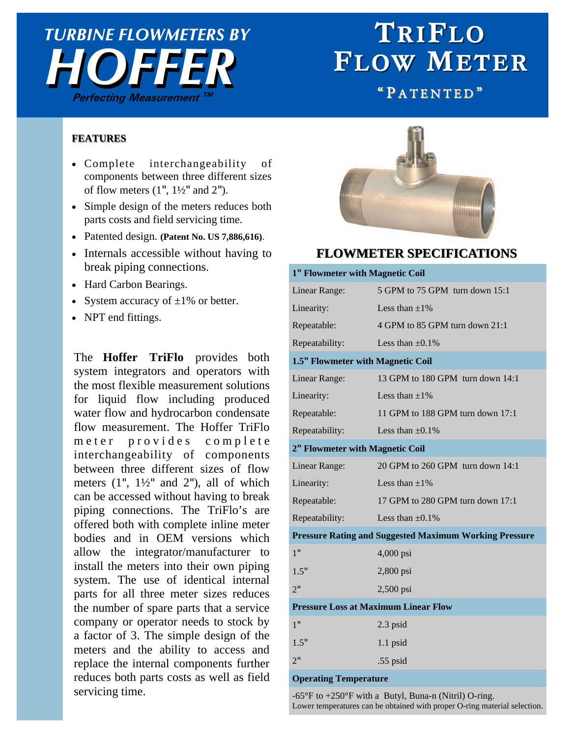# TURBINE FLOWMETERS BY HOFFER

*Perfecting Measurement ™*

# TriFlo Flow Meter

"PATENTED"

## FEATURES

- Complete interchangeability of components between three different sizes of flow meters (1", 1½" and 2").
- Simple design of the meters reduces both parts costs and field servicing time.
- Patented design. **(Patent No. US 7,886,616)**.
- Internals accessible without having to break piping connections.
- Hard Carbon Bearings.
- System accuracy of ±1% or better.
- NPT end fittings.

The **Hoffer TriFlo** provides both system integrators and operators with the most flexible measurement solutions for liquid flow including produced water flow and hydrocarbon condensate flow measurement. The Hoffer TriFlo meter provides complete interchangeability of components between three different sizes of flow meters (1", 1½" and 2"), all of which can be accessed without having to break piping connections. The TriFlo's are offered both with complete inline meter bodies and in OEM versions which allow the integrator/manufacturer to install the meters into their own piping system. The use of identical internal parts for all three meter sizes reduces the number of spare parts that a service company or operator needs to stock by a factor of 3. The simple design of the meters and the ability to access and replace the internal components further reduces both parts costs as well as field servicing time.

## FLOWMETER SPECIFICATIONS

| **1" Flowmeter with Magnetic Coil** | |
|---|---|
| Linear Range: | 5 GPM to 75 GPM turn down 15:1 |
| Linearity: | Less than ±1% |
| Repeatable: | 4 GPM to 85 GPM turn down 21:1 |
| Repeatability: | Less than ±0.1% |
| **1.5" Flowmeter with Magnetic Coil** | |
| Linear Range: | 13 GPM to 180 GPM turn down 14:1 |
| Linearity: | Less than ±1% |
| Repeatable: | 11 GPM to 188 GPM turn down 17:1 |
| Repeatability: | Less than ±0.1% |
| **2" Flowmeter with Magnetic Coil** | |
| Linear Range: | 20 GPM to 260 GPM turn down 14:1 |
| Linearity: | Less than ±1% |
| Repeatable: | 17 GPM to 280 GPM turn down 17:1 |
| Repeatability: | Less than ±0.1% |
| **Pressure Rating and Suggested Maximum Working Pressure** | |
| 1" | 4,000 psi |
| 1.5" | 2,800 psi |
| 2" | 2,500 psi |
| **Pressure Loss at Maximum Linear Flow** | |
| 1" | 2.3 psid |
| 1.5" | 1.1 psid |
| 2" | .55 psid |
| **Operating Temperature** | |

-65°F to +250°F with a Butyl, Buna-n (Nitril) O-ring.
Lower temperatures can be obtained with proper O-ring material selection.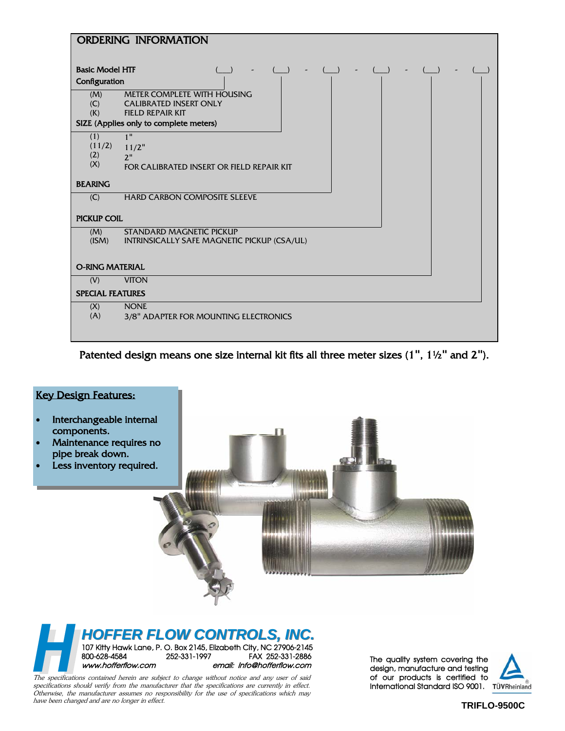## ORDERING INFORMATION

Basic Model HTF (\_\_\_) - (\_\_\_) - (\_\_\_) - (\_\_\_) - (\_\_\_) - (\_\_\_)

**Configuration**

| | |
|---|---|
| (M) | METER COMPLETE WITH HOUSING |
| (C) | CALIBRATED INSERT ONLY |
| (K) | FIELD REPAIR KIT |

**SIZE (Applies only to complete meters)**

| | |
|---|---|
| (1) | 1" |
| (11/2) | 11/2" |
| (2) | 2" |
| (X) | FOR CALIBRATED INSERT OR FIELD REPAIR KIT |

**BEARING**

| | |
|---|---|
| (C) | HARD CARBON COMPOSITE SLEEVE |

**PICKUP COIL**

| | |
|---|---|
| (M) | STANDARD MAGNETIC PICKUP |
| (ISM) | INTRINSICALLY SAFE MAGNETIC PICKUP (CSA/UL) |

**O-RING MATERIAL**

| | |
|---|---|
| (V) | VITON |

**SPECIAL FEATURES**

| | |
|---|---|
| (X) | NONE |
| (A) | 3/8" ADAPTER FOR MOUNTING ELECTRONICS |

**Patented design means one size internal kit fits all three meter sizes (1", 1½" and 2").**

### Key Design Features:

- Interchangeable internal components.
- Maintenance requires no pipe break down.
- Less inventory required.

**HOFFER FLOW CONTROLS, INC.**
107 Kitty Hawk Lane, P. O. Box 2145, Elizabeth City, NC 27906-2145
800-628-4584 252-331-1997 FAX 252-331-2886
www.hofferflow.com email: info@hofferflow.com

*The specifications contained herein are subject to change without notice and any user of said specifications should verify from the manufacturer that the specifications are currently in effect. Otherwise, the manufacturer assumes no responsibility for the use of specifications which may have been changed and are no longer in effect.*

The quality system covering the design, manufacture and testing of our products is certified to International Standard ISO 9001. TÜVRheinland

TRIFLO-9500C